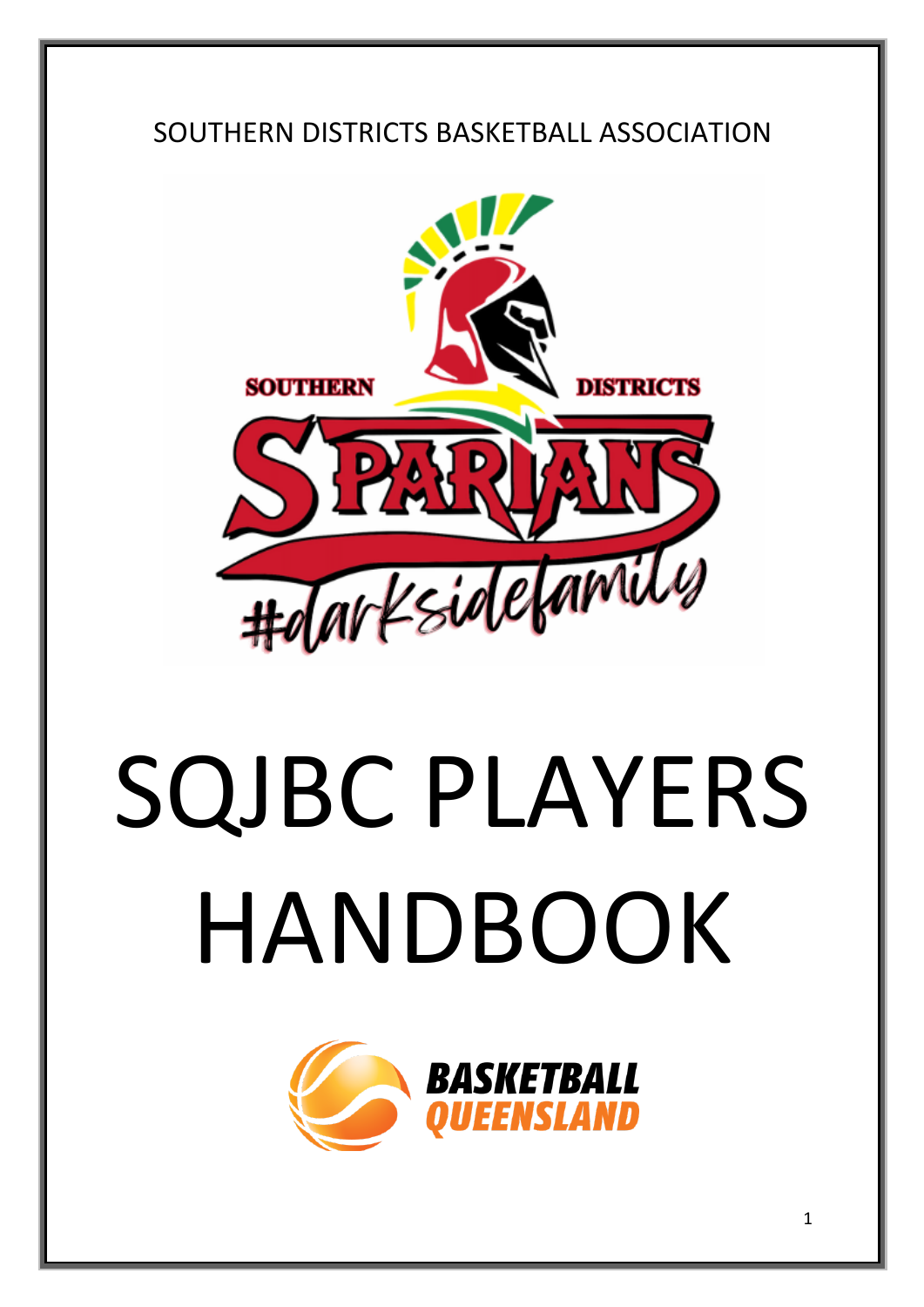SOUTHERN DISTRICTS BASKETBALL ASSOCIATION

# SQJBC PLAYERS HANDBOOK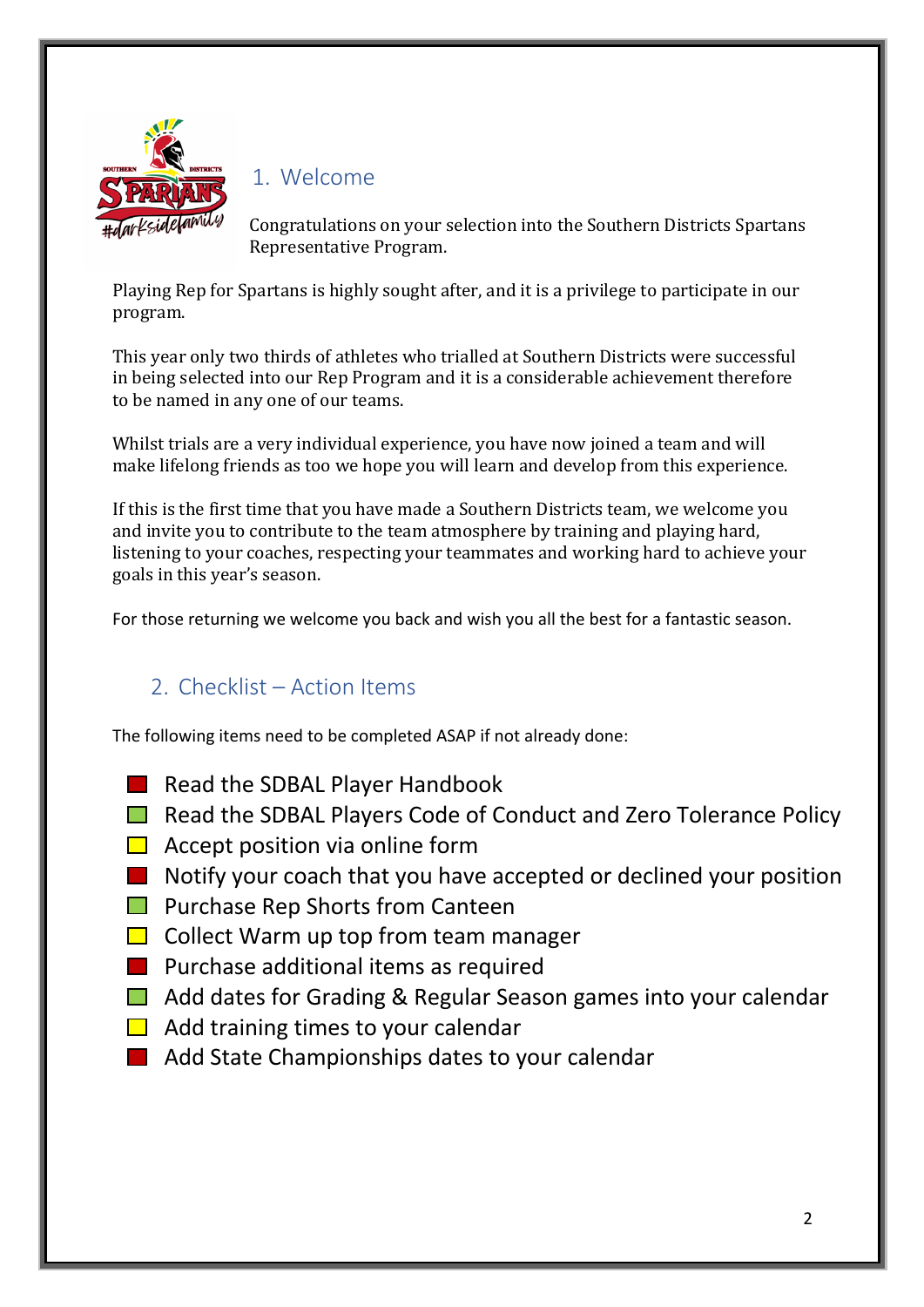## 1. Welcome

Congratulations on your selection into the Southern Districts Spartans Representative Program.

Playing Rep for Spartans is highly sought after, and it is a privilege to participate in our program.

This year only two thirds of athletes who trialled at Southern Districts were successful in being selected into our Rep Program and it is a considerable achievement therefore to be named in any one of our teams.

Whilst trials are a very individual experience, you have now joined a team and will make lifelong friends as too we hope you will learn and develop from this experience.

If this is the first time that you have made a Southern Districts team, we welcome you and invite you to contribute to the team atmosphere by training and playing hard, listening to your coaches, respecting your teammates and working hard to achieve your goals in this year's season.

For those returning we welcome you back and wish you all the best for a fantastic season.

## 2. Checklist – Action Items

The following items need to be completed ASAP if not already done:

- Read the SDBAL Player Handbook
- Read the SDBAL Players Code of Conduct and Zero Tolerance Policy
- Accept position via online form
- Notify your coach that you have accepted or declined your position
- Purchase Rep Shorts from Canteen
- Collect Warm up top from team manager
- Purchase additional items as required
- Add dates for Grading & Regular Season games into your calendar
- Add training times to your calendar
- Add State Championships dates to your calendar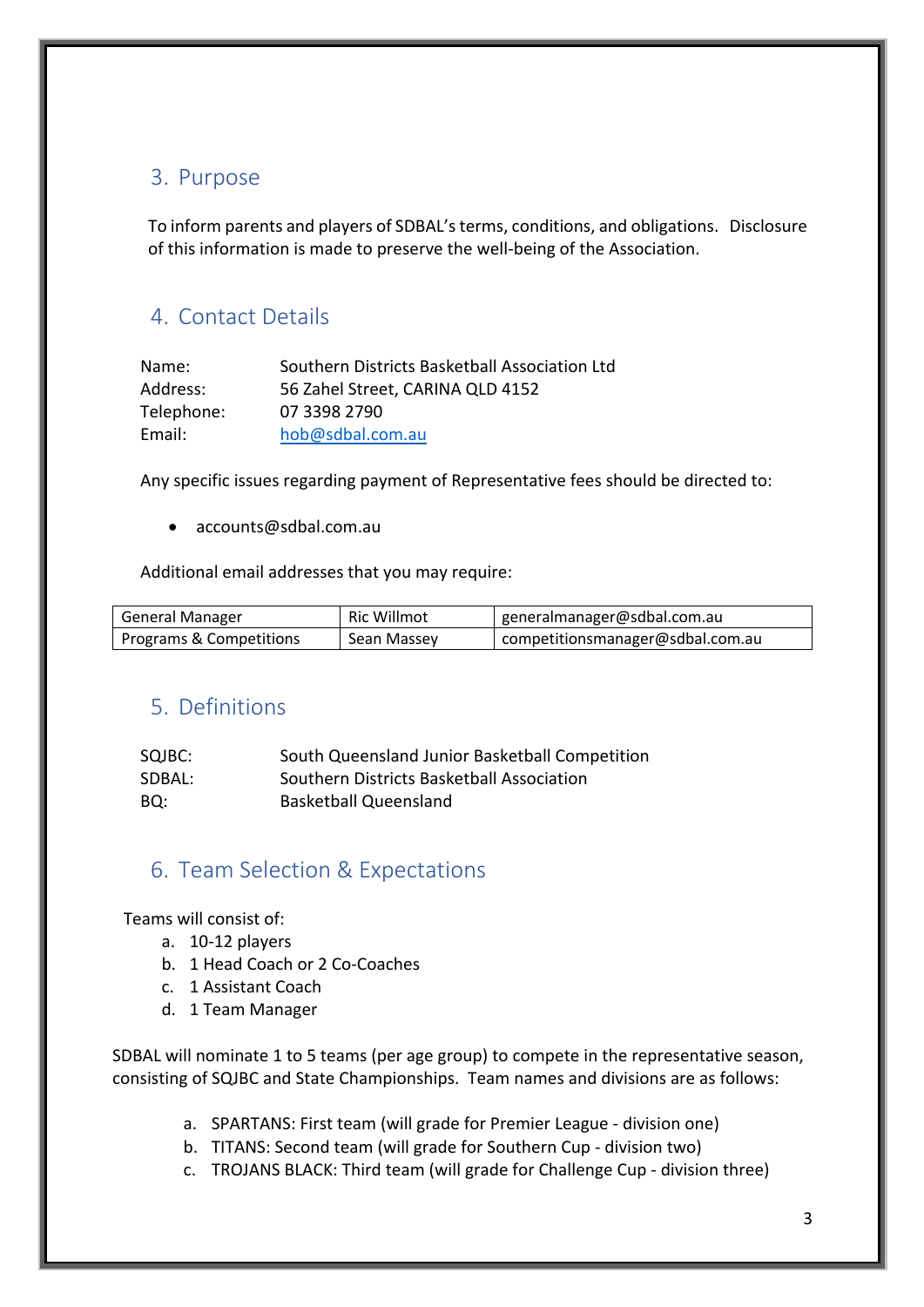## 3. Purpose

To inform parents and players of SDBAL's terms, conditions, and obligations. Disclosure of this information is made to preserve the well-being of the Association.

## 4. Contact Details

Name: Southern Districts Basketball Association Ltd
Address: 56 Zahel Street, CARINA QLD 4152
Telephone: 07 3398 2790
Email: hob@sdbal.com.au

Any specific issues regarding payment of Representative fees should be directed to:

- accounts@sdbal.com.au

Additional email addresses that you may require:

| General Manager | Ric Willmot | generalmanager@sdbal.com.au |
|---|---|---|
| Programs & Competitions | Sean Massey | competitionsmanager@sdbal.com.au |

## 5. Definitions

SQJBC: South Queensland Junior Basketball Competition
SDBAL: Southern Districts Basketball Association
BQ: Basketball Queensland

## 6. Team Selection & Expectations

Teams will consist of:

a. 10-12 players
b. 1 Head Coach or 2 Co-Coaches
c. 1 Assistant Coach
d. 1 Team Manager

SDBAL will nominate 1 to 5 teams (per age group) to compete in the representative season, consisting of SQJBC and State Championships. Team names and divisions are as follows:

a. SPARTANS: First team (will grade for Premier League - division one)
b. TITANS: Second team (will grade for Southern Cup - division two)
c. TROJANS BLACK: Third team (will grade for Challenge Cup - division three)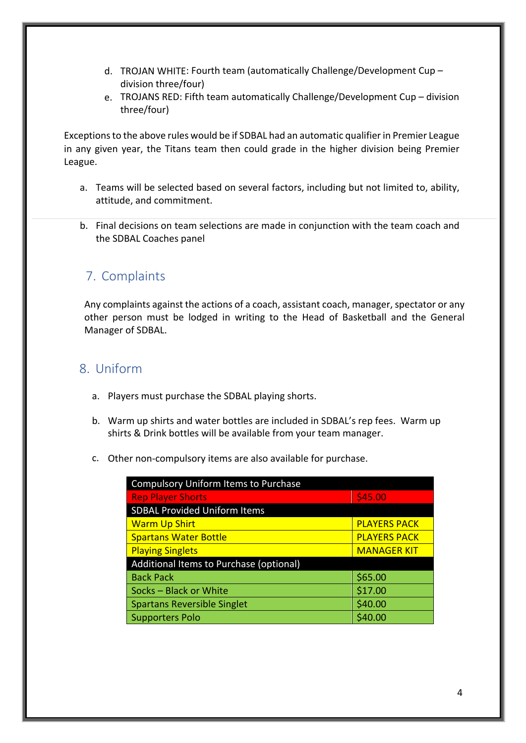d. TROJAN WHITE: Fourth team (automatically Challenge/Development Cup – division three/four)
e. TROJANS RED: Fifth team automatically Challenge/Development Cup – division three/four)

Exceptions to the above rules would be if SDBAL had an automatic qualifier in Premier League in any given year, the Titans team then could grade in the higher division being Premier League.

a. Teams will be selected based on several factors, including but not limited to, ability, attitude, and commitment.

b. Final decisions on team selections are made in conjunction with the team coach and the SDBAL Coaches panel

## 7. Complaints

Any complaints against the actions of a coach, assistant coach, manager, spectator or any other person must be lodged in writing to the Head of Basketball and the General Manager of SDBAL.

## 8. Uniform

a. Players must purchase the SDBAL playing shorts.

b. Warm up shirts and water bottles are included in SDBAL's rep fees. Warm up shirts & Drink bottles will be available from your team manager.

c. Other non-compulsory items are also available for purchase.

| Compulsory Uniform Items to Purchase | |
|---|---|
| Rep Player Shorts | $45.00 |
| **SDBAL Provided Uniform Items** | |
| Warm Up Shirt | PLAYERS PACK |
| Spartans Water Bottle | PLAYERS PACK |
| Playing Singlets | MANAGER KIT |
| **Additional Items to Purchase (optional)** | |
| Back Pack | $65.00 |
| Socks – Black or White | $17.00 |
| Spartans Reversible Singlet | $40.00 |
| Supporters Polo | $40.00 |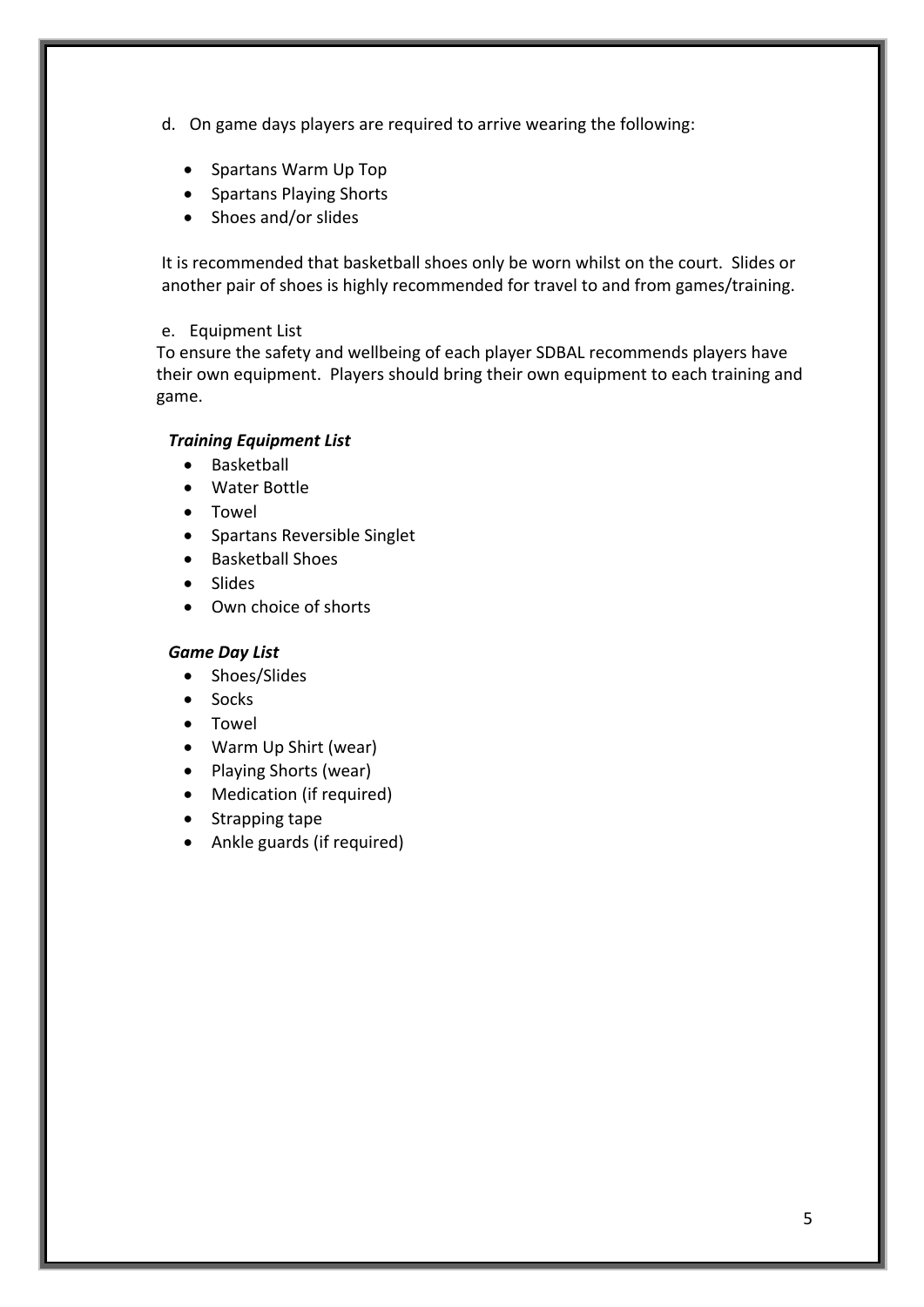d. On game days players are required to arrive wearing the following:

- Spartans Warm Up Top
- Spartans Playing Shorts
- Shoes and/or slides

It is recommended that basketball shoes only be worn whilst on the court. Slides or another pair of shoes is highly recommended for travel to and from games/training.

e. Equipment List

To ensure the safety and wellbeing of each player SDBAL recommends players have their own equipment. Players should bring their own equipment to each training and game.

***Training Equipment List***

- Basketball
- Water Bottle
- Towel
- Spartans Reversible Singlet
- Basketball Shoes
- Slides
- Own choice of shorts

***Game Day List***

- Shoes/Slides
- Socks
- Towel
- Warm Up Shirt (wear)
- Playing Shorts (wear)
- Medication (if required)
- Strapping tape
- Ankle guards (if required)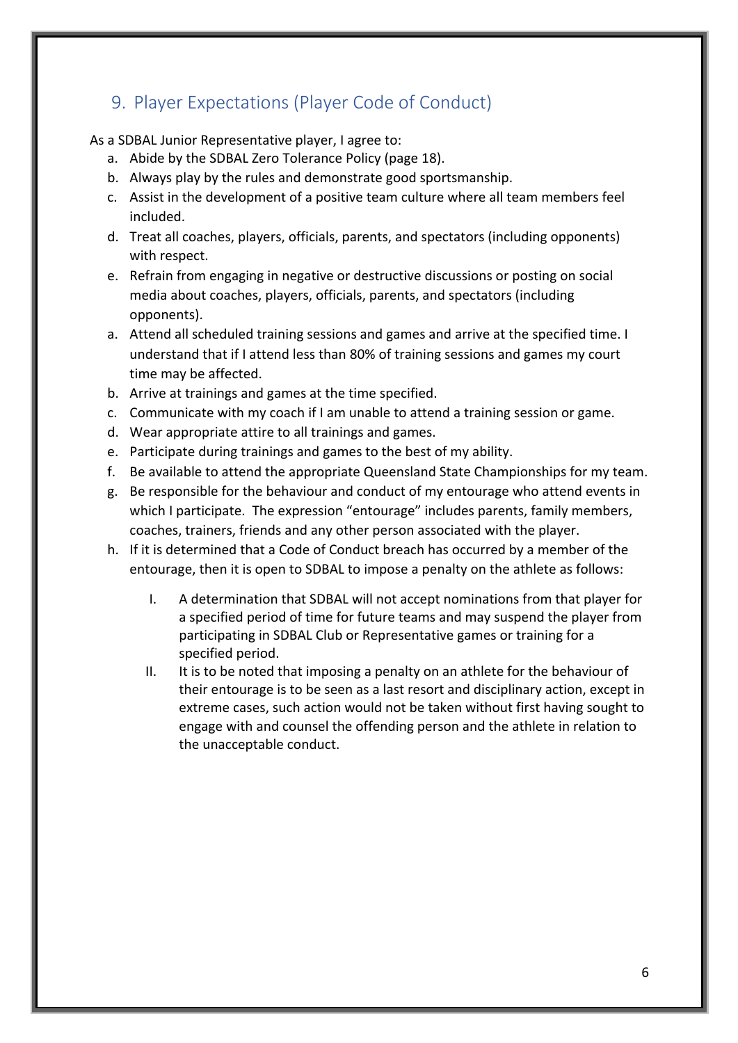## 9. Player Expectations (Player Code of Conduct)

As a SDBAL Junior Representative player, I agree to:

a. Abide by the SDBAL Zero Tolerance Policy (page 18).
b. Always play by the rules and demonstrate good sportsmanship.
c. Assist in the development of a positive team culture where all team members feel included.
d. Treat all coaches, players, officials, parents, and spectators (including opponents) with respect.
e. Refrain from engaging in negative or destructive discussions or posting on social media about coaches, players, officials, parents, and spectators (including opponents).
a. Attend all scheduled training sessions and games and arrive at the specified time. I understand that if I attend less than 80% of training sessions and games my court time may be affected.
b. Arrive at trainings and games at the time specified.
c. Communicate with my coach if I am unable to attend a training session or game.
d. Wear appropriate attire to all trainings and games.
e. Participate during trainings and games to the best of my ability.
f. Be available to attend the appropriate Queensland State Championships for my team.
g. Be responsible for the behaviour and conduct of my entourage who attend events in which I participate. The expression "entourage" includes parents, family members, coaches, trainers, friends and any other person associated with the player.
h. If it is determined that a Code of Conduct breach has occurred by a member of the entourage, then it is open to SDBAL to impose a penalty on the athlete as follows:

    I. A determination that SDBAL will not accept nominations from that player for a specified period of time for future teams and may suspend the player from participating in SDBAL Club or Representative games or training for a specified period.

    II. It is to be noted that imposing a penalty on an athlete for the behaviour of their entourage is to be seen as a last resort and disciplinary action, except in extreme cases, such action would not be taken without first having sought to engage with and counsel the offending person and the athlete in relation to the unacceptable conduct.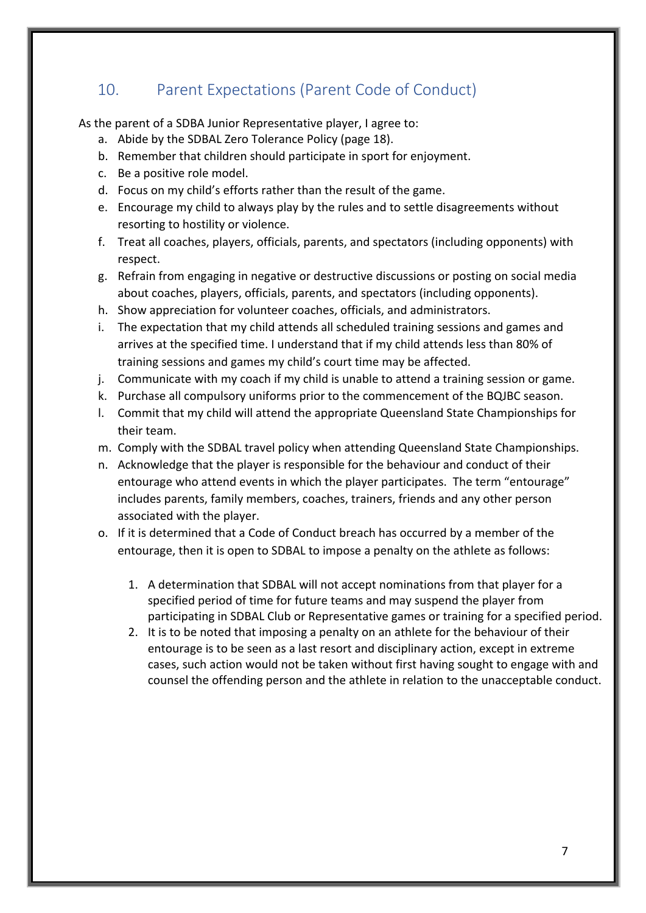## 10. Parent Expectations (Parent Code of Conduct)

As the parent of a SDBA Junior Representative player, I agree to:

a. Abide by the SDBAL Zero Tolerance Policy (page 18).
b. Remember that children should participate in sport for enjoyment.
c. Be a positive role model.
d. Focus on my child's efforts rather than the result of the game.
e. Encourage my child to always play by the rules and to settle disagreements without resorting to hostility or violence.
f. Treat all coaches, players, officials, parents, and spectators (including opponents) with respect.
g. Refrain from engaging in negative or destructive discussions or posting on social media about coaches, players, officials, parents, and spectators (including opponents).
h. Show appreciation for volunteer coaches, officials, and administrators.
i. The expectation that my child attends all scheduled training sessions and games and arrives at the specified time. I understand that if my child attends less than 80% of training sessions and games my child's court time may be affected.
j. Communicate with my coach if my child is unable to attend a training session or game.
k. Purchase all compulsory uniforms prior to the commencement of the BQJBC season.
l. Commit that my child will attend the appropriate Queensland State Championships for their team.
m. Comply with the SDBAL travel policy when attending Queensland State Championships.
n. Acknowledge that the player is responsible for the behaviour and conduct of their entourage who attend events in which the player participates. The term "entourage" includes parents, family members, coaches, trainers, friends and any other person associated with the player.
o. If it is determined that a Code of Conduct breach has occurred by a member of the entourage, then it is open to SDBAL to impose a penalty on the athlete as follows:

    1. A determination that SDBAL will not accept nominations from that player for a specified period of time for future teams and may suspend the player from participating in SDBAL Club or Representative games or training for a specified period.
    2. It is to be noted that imposing a penalty on an athlete for the behaviour of their entourage is to be seen as a last resort and disciplinary action, except in extreme cases, such action would not be taken without first having sought to engage with and counsel the offending person and the athlete in relation to the unacceptable conduct.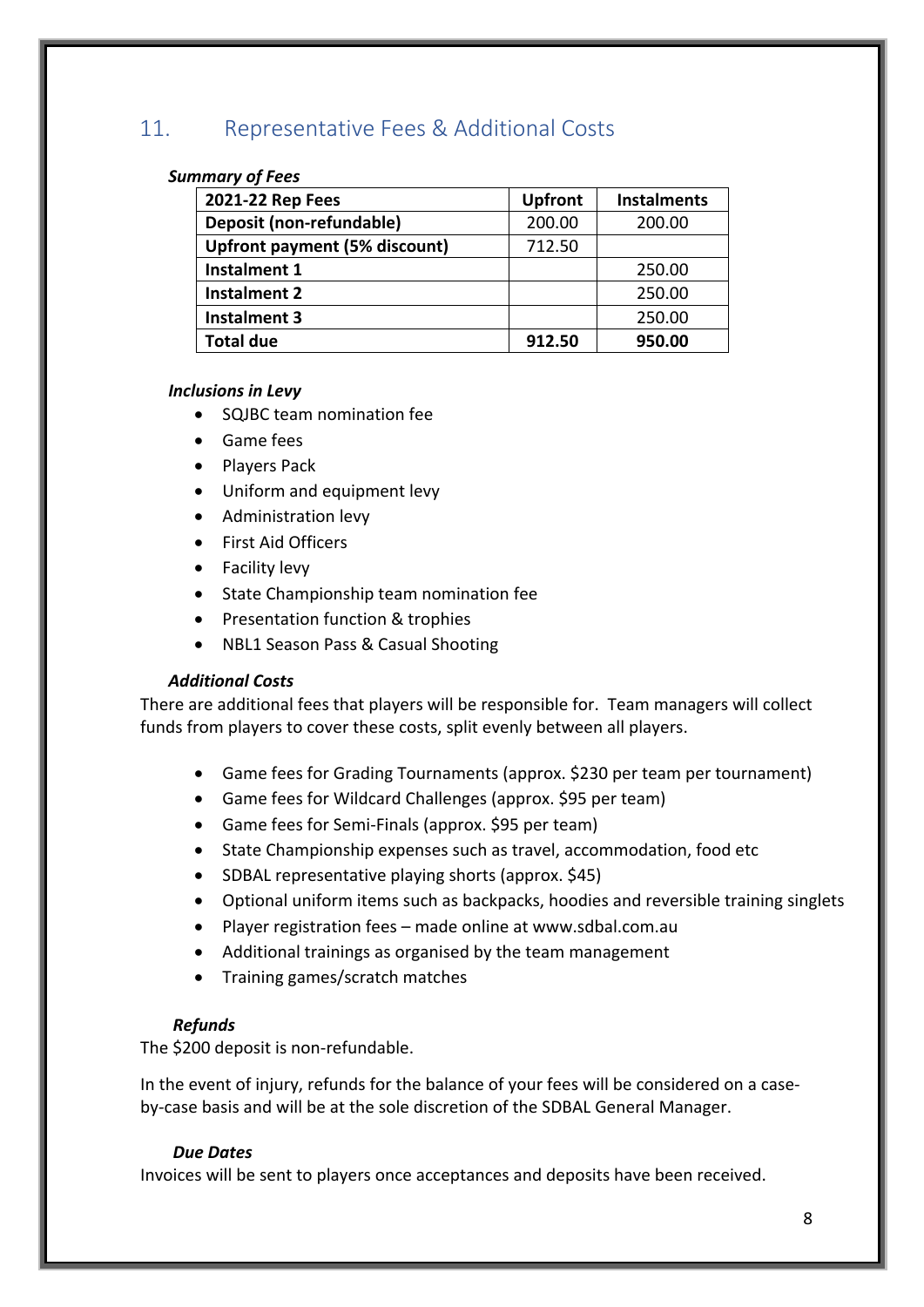## 11. Representative Fees & Additional Costs

***Summary of Fees***

| 2021-22 Rep Fees | Upfront | Instalments |
|---|---|---|
| **Deposit (non-refundable)** | 200.00 | 200.00 |
| **Upfront payment (5% discount)** | 712.50 | |
| **Instalment 1** | | 250.00 |
| **Instalment 2** | | 250.00 |
| **Instalment 3** | | 250.00 |
| **Total due** | **912.50** | **950.00** |

***Inclusions in Levy***

- SQJBC team nomination fee
- Game fees
- Players Pack
- Uniform and equipment levy
- Administration levy
- First Aid Officers
- Facility levy
- State Championship team nomination fee
- Presentation function & trophies
- NBL1 Season Pass & Casual Shooting

***Additional Costs***

There are additional fees that players will be responsible for. Team managers will collect funds from players to cover these costs, split evenly between all players.

- Game fees for Grading Tournaments (approx. $230 per team per tournament)
- Game fees for Wildcard Challenges (approx. $95 per team)
- Game fees for Semi-Finals (approx. $95 per team)
- State Championship expenses such as travel, accommodation, food etc
- SDBAL representative playing shorts (approx. $45)
- Optional uniform items such as backpacks, hoodies and reversible training singlets
- Player registration fees – made online at www.sdbal.com.au
- Additional trainings as organised by the team management
- Training games/scratch matches

***Refunds***

The $200 deposit is non-refundable.

In the event of injury, refunds for the balance of your fees will be considered on a case-by-case basis and will be at the sole discretion of the SDBAL General Manager.

***Due Dates***

Invoices will be sent to players once acceptances and deposits have been received.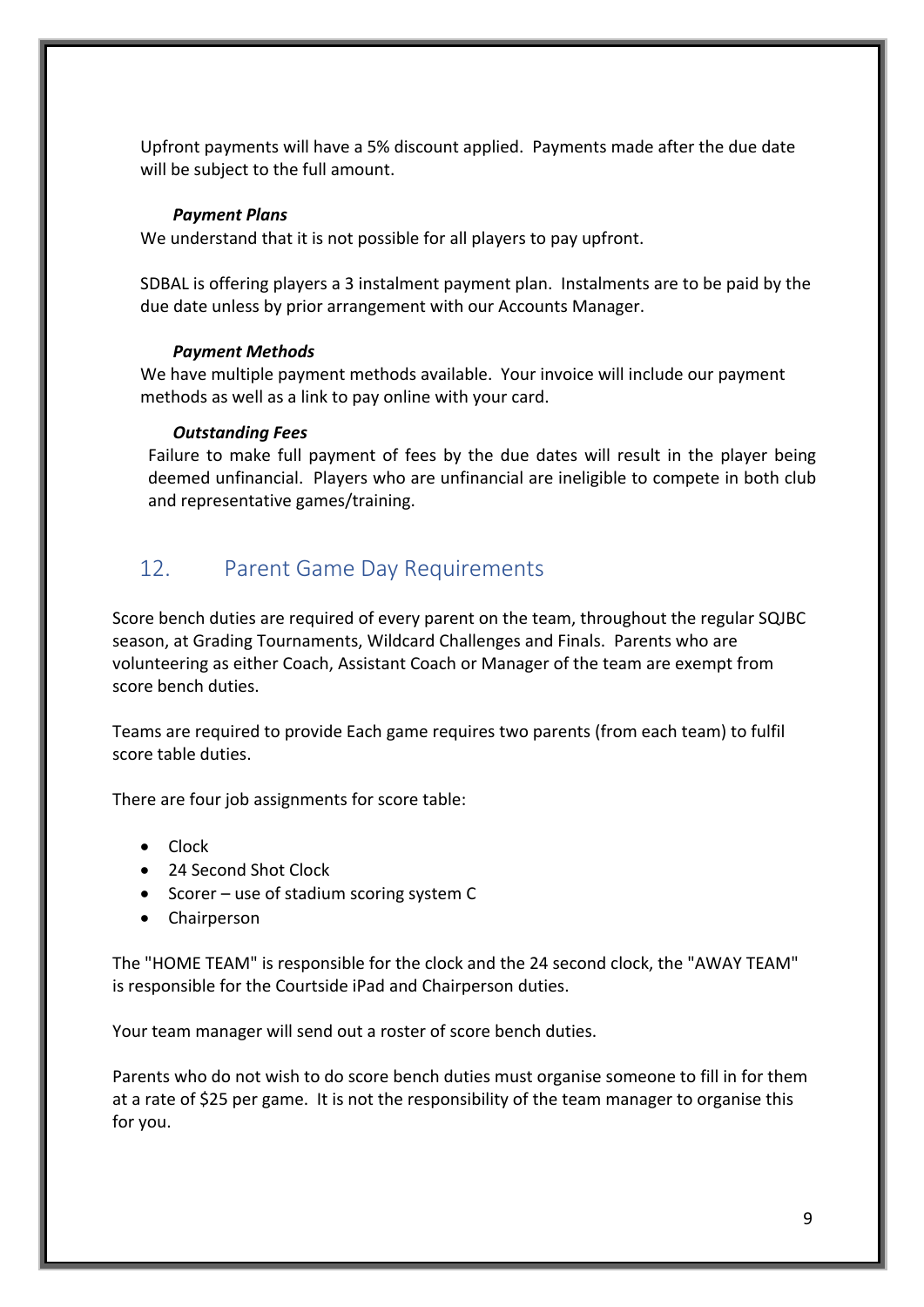Upfront payments will have a 5% discount applied. Payments made after the due date will be subject to the full amount.

***Payment Plans***

We understand that it is not possible for all players to pay upfront.

SDBAL is offering players a 3 instalment payment plan. Instalments are to be paid by the due date unless by prior arrangement with our Accounts Manager.

***Payment Methods***

We have multiple payment methods available. Your invoice will include our payment methods as well as a link to pay online with your card.

***Outstanding Fees***

Failure to make full payment of fees by the due dates will result in the player being deemed unfinancial. Players who are unfinancial are ineligible to compete in both club and representative games/training.

## 12. Parent Game Day Requirements

Score bench duties are required of every parent on the team, throughout the regular SQJBC season, at Grading Tournaments, Wildcard Challenges and Finals. Parents who are volunteering as either Coach, Assistant Coach or Manager of the team are exempt from score bench duties.

Teams are required to provide Each game requires two parents (from each team) to fulfil score table duties.

There are four job assignments for score table:

- Clock
- 24 Second Shot Clock
- Scorer – use of stadium scoring system C
- Chairperson

The "HOME TEAM" is responsible for the clock and the 24 second clock, the "AWAY TEAM" is responsible for the Courtside iPad and Chairperson duties.

Your team manager will send out a roster of score bench duties.

Parents who do not wish to do score bench duties must organise someone to fill in for them at a rate of $25 per game. It is not the responsibility of the team manager to organise this for you.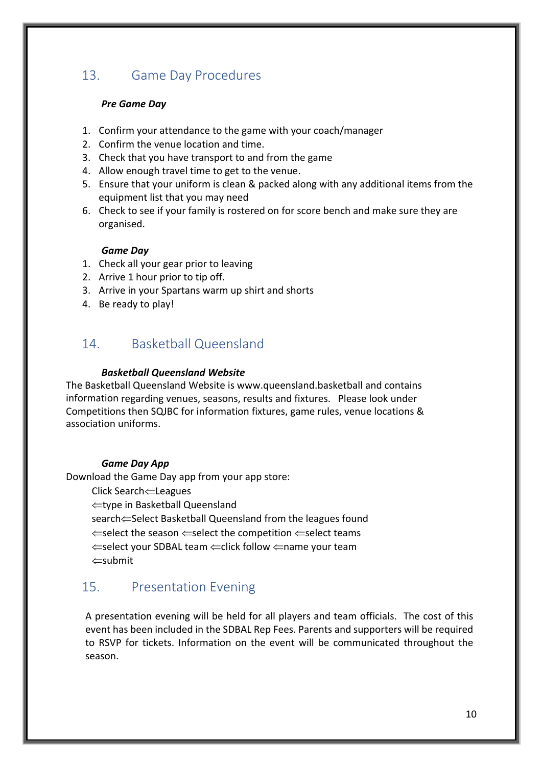## 13. Game Day Procedures

***Pre Game Day***

1. Confirm your attendance to the game with your coach/manager
2. Confirm the venue location and time.
3. Check that you have transport to and from the game
4. Allow enough travel time to get to the venue.
5. Ensure that your uniform is clean & packed along with any additional items from the equipment list that you may need
6. Check to see if your family is rostered on for score bench and make sure they are organised.

***Game Day***

1. Check all your gear prior to leaving
2. Arrive 1 hour prior to tip off.
3. Arrive in your Spartans warm up shirt and shorts
4. Be ready to play!

## 14. Basketball Queensland

***Basketball Queensland Website***

The Basketball Queensland Website is www.queensland.basketball and contains information regarding venues, seasons, results and fixtures. Please look under Competitions then SQJBC for information fixtures, game rules, venue locations & association uniforms.

***Game Day App***

Download the Game Day app from your app store:

Click Search⇐Leagues
⇐type in Basketball Queensland
search⇐Select Basketball Queensland from the leagues found
⇐select the season ⇐select the competition ⇐select teams
⇐select your SDBAL team ⇐click follow ⇐name your team
⇐submit

## 15. Presentation Evening

A presentation evening will be held for all players and team officials. The cost of this event has been included in the SDBAL Rep Fees. Parents and supporters will be required to RSVP for tickets. Information on the event will be communicated throughout the season.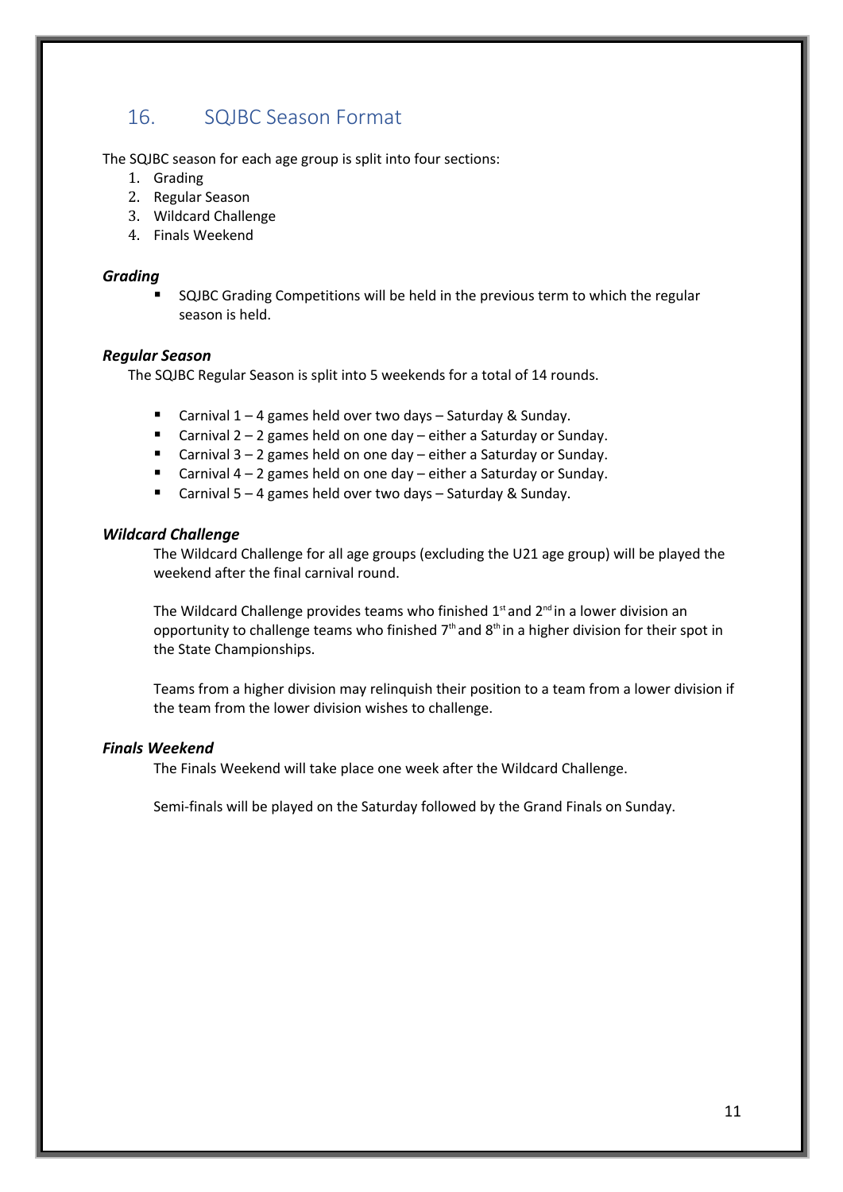## 16. SQJBC Season Format

The SQJBC season for each age group is split into four sections:

1. Grading
2. Regular Season
3. Wildcard Challenge
4. Finals Weekend

### *Grading*

- SQJBC Grading Competitions will be held in the previous term to which the regular season is held.

### *Regular Season*

The SQJBC Regular Season is split into 5 weekends for a total of 14 rounds.

- Carnival 1 – 4 games held over two days – Saturday & Sunday.
- Carnival 2 – 2 games held on one day – either a Saturday or Sunday.
- Carnival 3 – 2 games held on one day – either a Saturday or Sunday.
- Carnival 4 – 2 games held on one day – either a Saturday or Sunday.
- Carnival 5 – 4 games held over two days – Saturday & Sunday.

### *Wildcard Challenge*

The Wildcard Challenge for all age groups (excluding the U21 age group) will be played the weekend after the final carnival round.

The Wildcard Challenge provides teams who finished 1st and 2nd in a lower division an opportunity to challenge teams who finished 7th and 8th in a higher division for their spot in the State Championships.

Teams from a higher division may relinquish their position to a team from a lower division if the team from the lower division wishes to challenge.

### *Finals Weekend*

The Finals Weekend will take place one week after the Wildcard Challenge.

Semi-finals will be played on the Saturday followed by the Grand Finals on Sunday.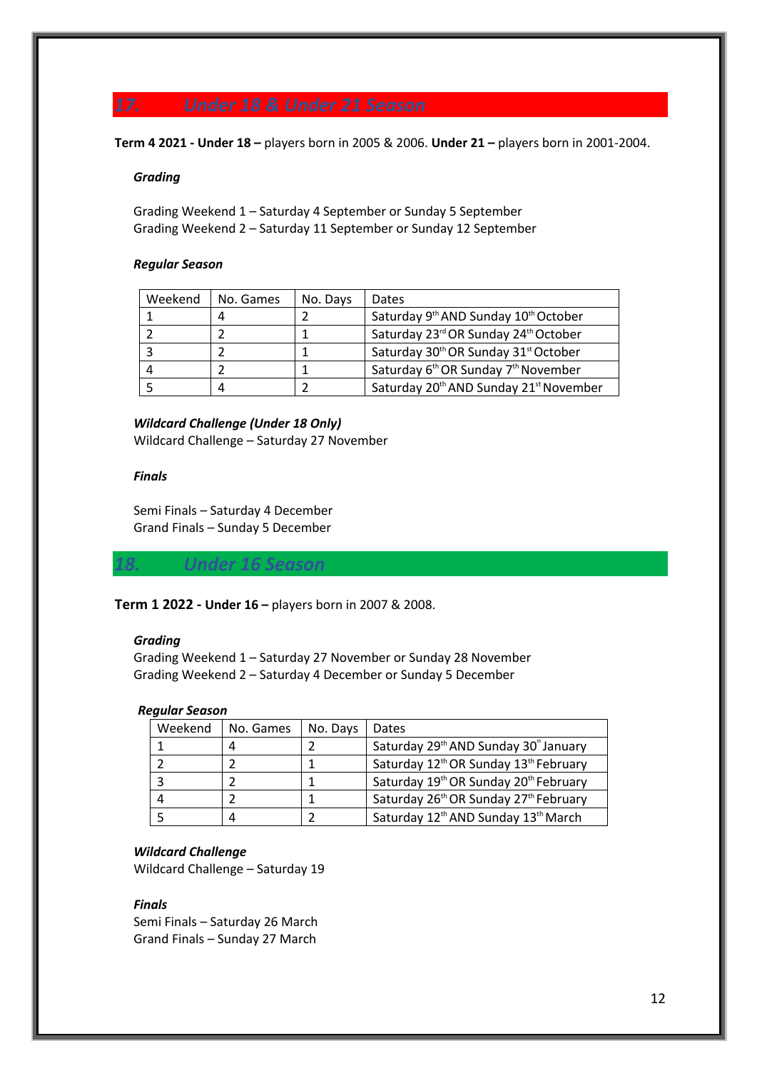## 17. Under 18 & Under 21 Season

**Term 4 2021 - Under 18 –** players born in 2005 & 2006. **Under 21 –** players born in 2001-2004.

***Grading***

Grading Weekend 1 – Saturday 4 September or Sunday 5 September
Grading Weekend 2 – Saturday 11 September or Sunday 12 September

***Regular Season***

| Weekend | No. Games | No. Days | Dates |
|---|---|---|---|
| 1 | 4 | 2 | Saturday 9th AND Sunday 10th October |
| 2 | 2 | 1 | Saturday 23rd OR Sunday 24th October |
| 3 | 2 | 1 | Saturday 30th OR Sunday 31st October |
| 4 | 2 | 1 | Saturday 6th OR Sunday 7th November |
| 5 | 4 | 2 | Saturday 20th AND Sunday 21st November |

***Wildcard Challenge (Under 18 Only)***
Wildcard Challenge – Saturday 27 November

***Finals***

Semi Finals – Saturday 4 December
Grand Finals – Sunday 5 December

## 18. Under 16 Season

**Term 1 2022 - Under 16 –** players born in 2007 & 2008.

***Grading***
Grading Weekend 1 – Saturday 27 November or Sunday 28 November
Grading Weekend 2 – Saturday 4 December or Sunday 5 December

***Regular Season***

| Weekend | No. Games | No. Days | Dates |
|---|---|---|---|
| 1 | 4 | 2 | Saturday 29th AND Sunday 30th January |
| 2 | 2 | 1 | Saturday 12th OR Sunday 13th February |
| 3 | 2 | 1 | Saturday 19th OR Sunday 20th February |
| 4 | 2 | 1 | Saturday 26th OR Sunday 27th February |
| 5 | 4 | 2 | Saturday 12th AND Sunday 13th March |

***Wildcard Challenge***
Wildcard Challenge – Saturday 19

***Finals***
Semi Finals – Saturday 26 March
Grand Finals – Sunday 27 March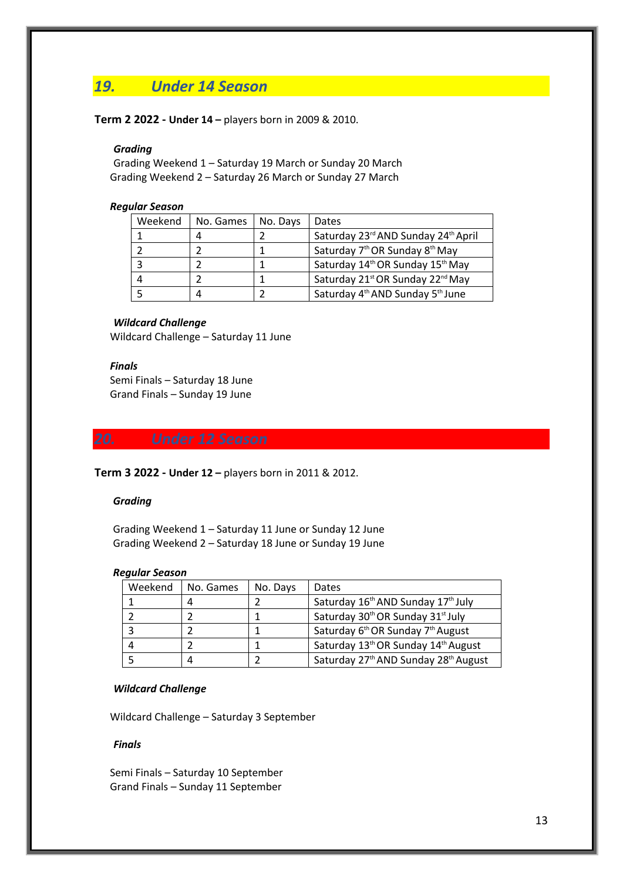## 19. Under 14 Season

**Term 2 2022 - Under 14 –** players born in 2009 & 2010.

***Grading***

Grading Weekend 1 – Saturday 19 March or Sunday 20 March
Grading Weekend 2 – Saturday 26 March or Sunday 27 March

***Regular Season***

| Weekend | No. Games | No. Days | Dates |
|---|---|---|---|
| 1 | 4 | 2 | Saturday 23rd AND Sunday 24th April |
| 2 | 2 | 1 | Saturday 7th OR Sunday 8th May |
| 3 | 2 | 1 | Saturday 14th OR Sunday 15th May |
| 4 | 2 | 1 | Saturday 21st OR Sunday 22nd May |
| 5 | 4 | 2 | Saturday 4th AND Sunday 5th June |

***Wildcard Challenge***

Wildcard Challenge – Saturday 11 June

***Finals***

Semi Finals – Saturday 18 June
Grand Finals – Sunday 19 June

## 20. Under 12 Season

**Term 3 2022 - Under 12 –** players born in 2011 & 2012.

***Grading***

Grading Weekend 1 – Saturday 11 June or Sunday 12 June
Grading Weekend 2 – Saturday 18 June or Sunday 19 June

***Regular Season***

| Weekend | No. Games | No. Days | Dates |
|---|---|---|---|
| 1 | 4 | 2 | Saturday 16th AND Sunday 17th July |
| 2 | 2 | 1 | Saturday 30th OR Sunday 31st July |
| 3 | 2 | 1 | Saturday 6th OR Sunday 7th August |
| 4 | 2 | 1 | Saturday 13th OR Sunday 14th August |
| 5 | 4 | 2 | Saturday 27th AND Sunday 28th August |

***Wildcard Challenge***

Wildcard Challenge – Saturday 3 September

***Finals***

Semi Finals – Saturday 10 September
Grand Finals – Sunday 11 September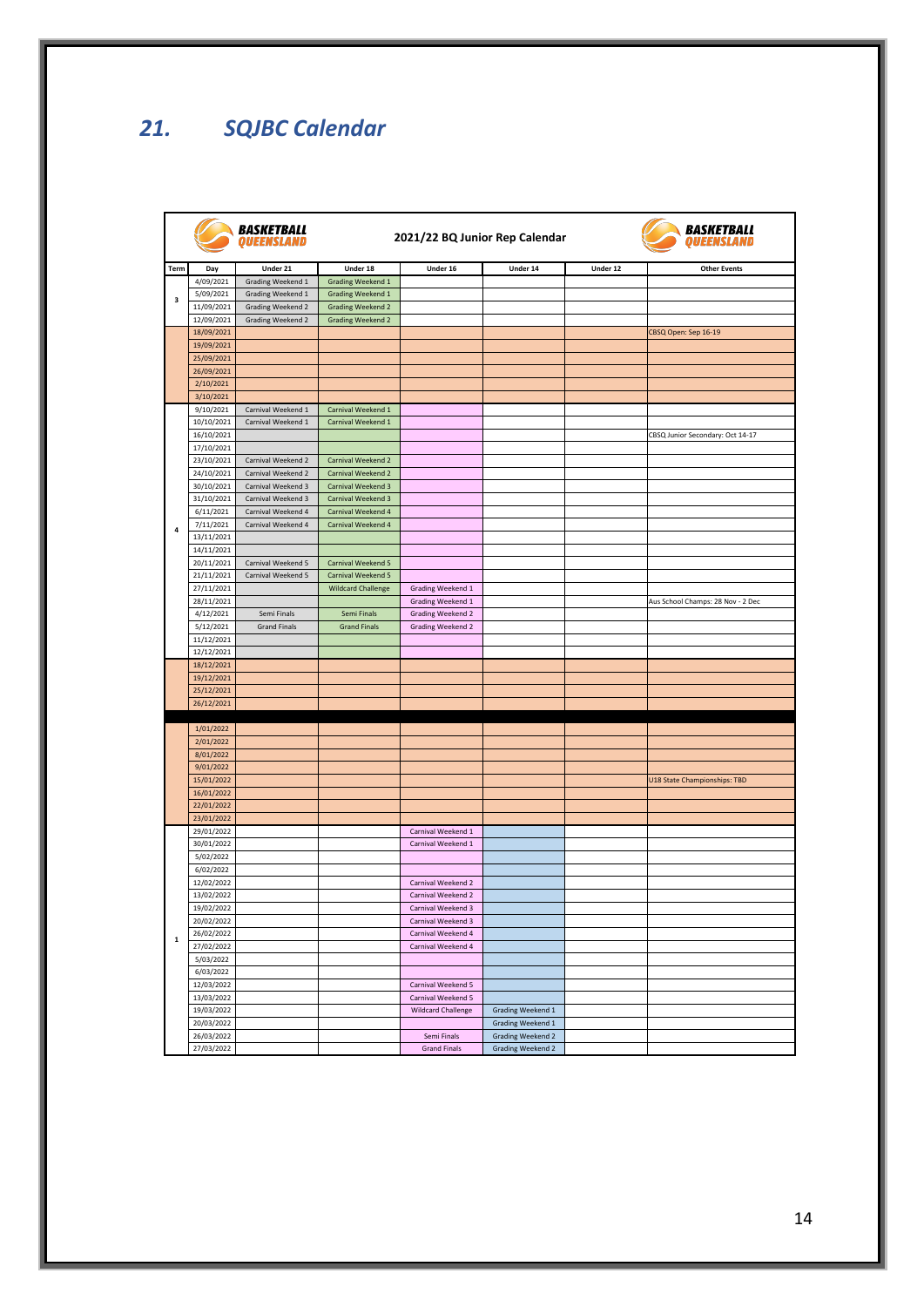# 21. SQJBC Calendar

**2021/22 BQ Junior Rep Calendar**

| Term | Day | Under 21 | Under 18 | Under 16 | Under 14 | Under 12 | Other Events |
|---|---|---|---|---|---|---|---|
| 3 | 4/09/2021 | Grading Weekend 1 | Grading Weekend 1 | | | | |
| | 5/09/2021 | Grading Weekend 1 | Grading Weekend 1 | | | | |
| | 11/09/2021 | Grading Weekend 2 | Grading Weekend 2 | | | | |
| | 12/09/2021 | Grading Weekend 2 | Grading Weekend 2 | | | | |
| | 18/09/2021 | | | | | | CBSQ Open: Sep 16-19 |
| | 19/09/2021 | | | | | | |
| | 25/09/2021 | | | | | | |
| | 26/09/2021 | | | | | | |
| | 2/10/2021 | | | | | | |
| | 3/10/2021 | | | | | | |
| 4 | 9/10/2021 | Carnival Weekend 1 | Carnival Weekend 1 | | | | |
| | 10/10/2021 | Carnival Weekend 1 | Carnival Weekend 1 | | | | |
| | 16/10/2021 | | | | | | CBSQ Junior Secondary: Oct 14-17 |
| | 17/10/2021 | | | | | | |
| | 23/10/2021 | Carnival Weekend 2 | Carnival Weekend 2 | | | | |
| | 24/10/2021 | Carnival Weekend 2 | Carnival Weekend 2 | | | | |
| | 30/10/2021 | Carnival Weekend 3 | Carnival Weekend 3 | | | | |
| | 31/10/2021 | Carnival Weekend 3 | Carnival Weekend 3 | | | | |
| | 6/11/2021 | Carnival Weekend 4 | Carnival Weekend 4 | | | | |
| | 7/11/2021 | Carnival Weekend 4 | Carnival Weekend 4 | | | | |
| | 13/11/2021 | | | | | | |
| | 14/11/2021 | | | | | | |
| | 20/11/2021 | Carnival Weekend 5 | Carnival Weekend 5 | | | | |
| | 21/11/2021 | Carnival Weekend 5 | Carnival Weekend 5 | | | | |
| | 27/11/2021 | | Wildcard Challenge | Grading Weekend 1 | | | |
| | 28/11/2021 | | | Grading Weekend 1 | | | Aus School Champs: 28 Nov - 2 Dec |
| | 4/12/2021 | Semi Finals | Semi Finals | Grading Weekend 2 | | | |
| | 5/12/2021 | Grand Finals | Grand Finals | Grading Weekend 2 | | | |
| | 11/12/2021 | | | | | | |
| | 12/12/2021 | | | | | | |
| | 18/12/2021 | | | | | | |
| | 19/12/2021 | | | | | | |
| | 25/12/2021 | | | | | | |
| | 26/12/2021 | | | | | | |
| | 1/01/2022 | | | | | | |
| | 2/01/2022 | | | | | | |
| | 8/01/2022 | | | | | | |
| | 9/01/2022 | | | | | | |
| | 15/01/2022 | | | | | | U18 State Championships: TBD |
| | 16/01/2022 | | | | | | |
| | 22/01/2022 | | | | | | |
| | 23/01/2022 | | | | | | |
| 1 | 29/01/2022 | | | Carnival Weekend 1 | | | |
| | 30/01/2022 | | | Carnival Weekend 1 | | | |
| | 5/02/2022 | | | | | | |
| | 6/02/2022 | | | | | | |
| | 12/02/2022 | | | Carnival Weekend 2 | | | |
| | 13/02/2022 | | | Carnival Weekend 2 | | | |
| | 19/02/2022 | | | Carnival Weekend 3 | | | |
| | 20/02/2022 | | | Carnival Weekend 3 | | | |
| | 26/02/2022 | | | Carnival Weekend 4 | | | |
| | 27/02/2022 | | | Carnival Weekend 4 | | | |
| | 5/03/2022 | | | | | | |
| | 6/03/2022 | | | | | | |
| | 12/03/2022 | | | Carnival Weekend 5 | | | |
| | 13/03/2022 | | | Carnival Weekend 5 | | | |
| | 19/03/2022 | | | Wildcard Challenge | Grading Weekend 1 | | |
| | 20/03/2022 | | | | Grading Weekend 1 | | |
| | 26/03/2022 | | | Semi Finals | Grading Weekend 2 | | |
| | 27/03/2022 | | | Grand Finals | Grading Weekend 2 | | |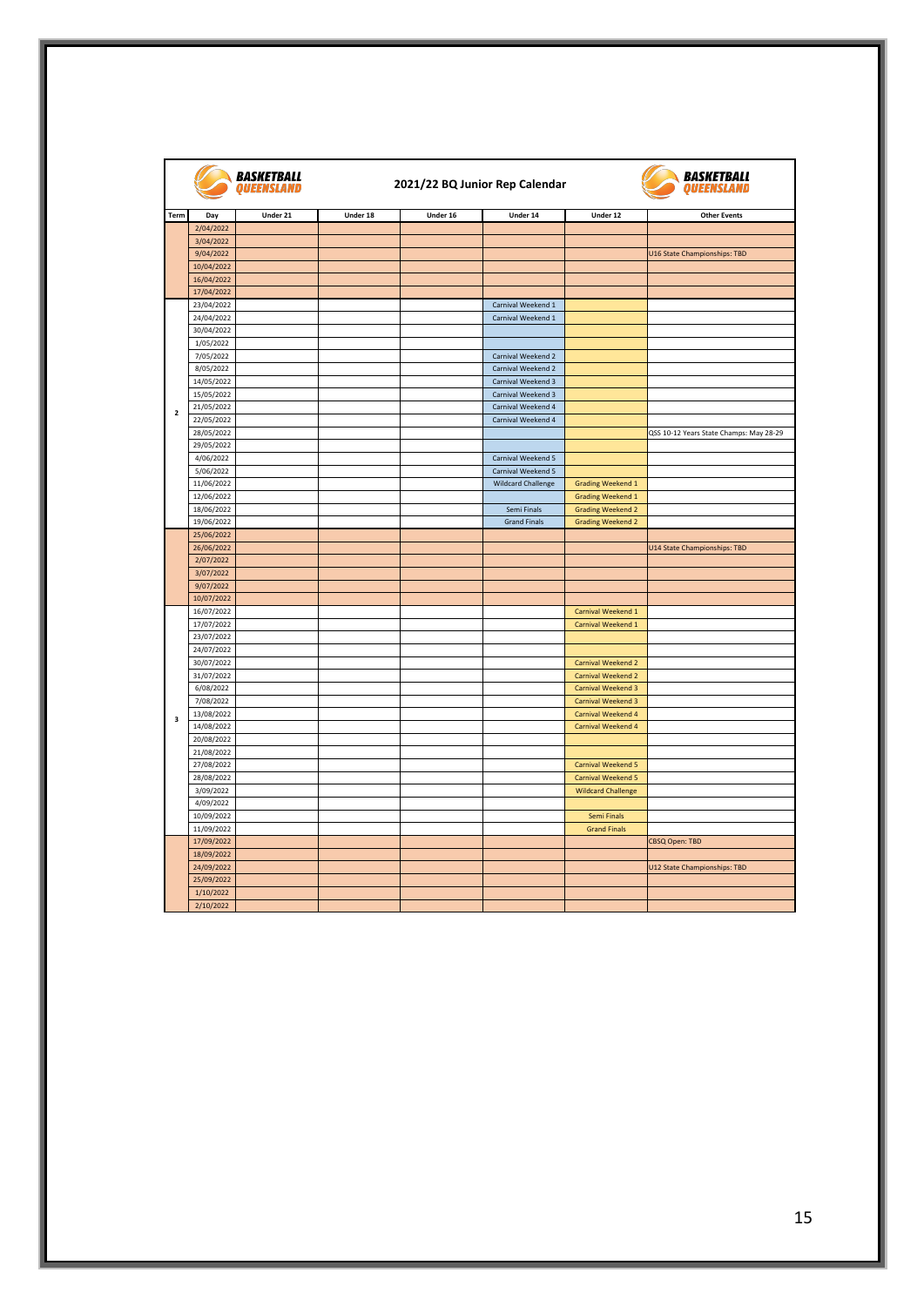# 2021/22 BQ Junior Rep Calendar

| Term | Day | Under 21 | Under 18 | Under 16 | Under 14 | Under 12 | Other Events |
|---|---|---|---|---|---|---|---|
| | 2/04/2022 | | | | | | |
| | 3/04/2022 | | | | | | |
| | 9/04/2022 | | | | | | U16 State Championships: TBD |
| | 10/04/2022 | | | | | | |
| | 16/04/2022 | | | | | | |
| | 17/04/2022 | | | | | | |
| 2 | 23/04/2022 | | | | Carnival Weekend 1 | | |
| | 24/04/2022 | | | | Carnival Weekend 1 | | |
| | 30/04/2022 | | | | | | |
| | 1/05/2022 | | | | | | |
| | 7/05/2022 | | | | Carnival Weekend 2 | | |
| | 8/05/2022 | | | | Carnival Weekend 2 | | |
| | 14/05/2022 | | | | Carnival Weekend 3 | | |
| | 15/05/2022 | | | | Carnival Weekend 3 | | |
| | 21/05/2022 | | | | Carnival Weekend 4 | | |
| | 22/05/2022 | | | | Carnival Weekend 4 | | |
| | 28/05/2022 | | | | | | QSS 10-12 Years State Champs: May 28-29 |
| | 29/05/2022 | | | | | | |
| | 4/06/2022 | | | | Carnival Weekend 5 | | |
| | 5/06/2022 | | | | Carnival Weekend 5 | | |
| | 11/06/2022 | | | | Wildcard Challenge | Grading Weekend 1 | |
| | 12/06/2022 | | | | | Grading Weekend 1 | |
| | 18/06/2022 | | | | Semi Finals | Grading Weekend 2 | |
| | 19/06/2022 | | | | Grand Finals | Grading Weekend 2 | |
| | 25/06/2022 | | | | | | |
| | 26/06/2022 | | | | | | U14 State Championships: TBD |
| | 2/07/2022 | | | | | | |
| | 3/07/2022 | | | | | | |
| | 9/07/2022 | | | | | | |
| | 10/07/2022 | | | | | | |
| 3 | 16/07/2022 | | | | | Carnival Weekend 1 | |
| | 17/07/2022 | | | | | Carnival Weekend 1 | |
| | 23/07/2022 | | | | | | |
| | 24/07/2022 | | | | | | |
| | 30/07/2022 | | | | | Carnival Weekend 2 | |
| | 31/07/2022 | | | | | Carnival Weekend 2 | |
| | 6/08/2022 | | | | | Carnival Weekend 3 | |
| | 7/08/2022 | | | | | Carnival Weekend 3 | |
| | 13/08/2022 | | | | | Carnival Weekend 4 | |
| | 14/08/2022 | | | | | Carnival Weekend 4 | |
| | 20/08/2022 | | | | | | |
| | 21/08/2022 | | | | | | |
| | 27/08/2022 | | | | | Carnival Weekend 5 | |
| | 28/08/2022 | | | | | Carnival Weekend 5 | |
| | 3/09/2022 | | | | | Wildcard Challenge | |
| | 4/09/2022 | | | | | | |
| | 10/09/2022 | | | | | Semi Finals | |
| | 11/09/2022 | | | | | Grand Finals | |
| | 17/09/2022 | | | | | | CBSQ Open: TBD |
| | 18/09/2022 | | | | | | |
| | 24/09/2022 | | | | | | U12 State Championships: TBD |
| | 25/09/2022 | | | | | | |
| | 1/10/2022 | | | | | | |
| | 2/10/2022 | | | | | | |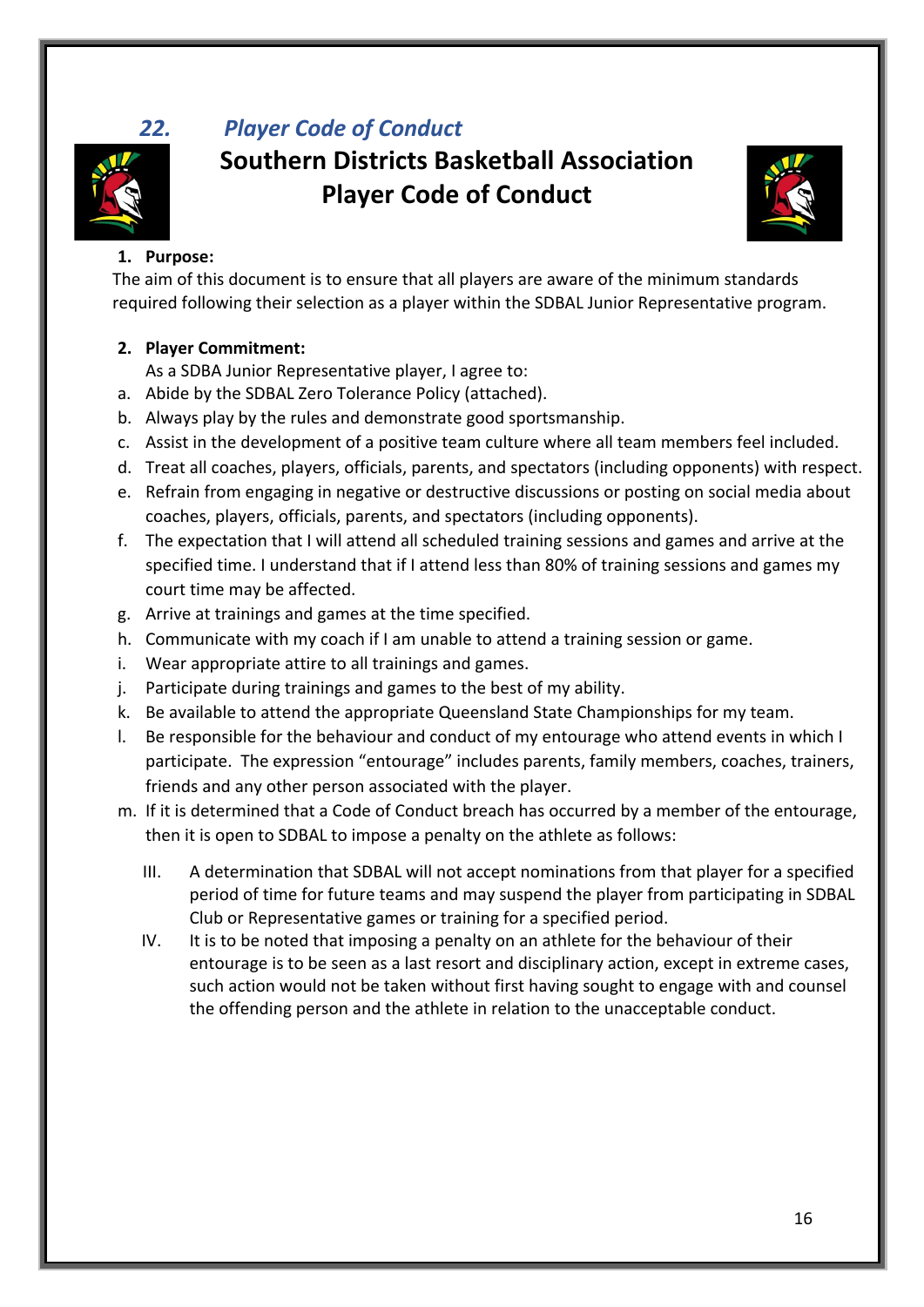## 22. *Player Code of Conduct*

# Southern Districts Basketball Association
# Player Code of Conduct

1. **Purpose:**

The aim of this document is to ensure that all players are aware of the minimum standards required following their selection as a player within the SDBAL Junior Representative program.

2. **Player Commitment:**

As a SDBA Junior Representative player, I agree to:

a. Abide by the SDBAL Zero Tolerance Policy (attached).
b. Always play by the rules and demonstrate good sportsmanship.
c. Assist in the development of a positive team culture where all team members feel included.
d. Treat all coaches, players, officials, parents, and spectators (including opponents) with respect.
e. Refrain from engaging in negative or destructive discussions or posting on social media about coaches, players, officials, parents, and spectators (including opponents).
f. The expectation that I will attend all scheduled training sessions and games and arrive at the specified time. I understand that if I attend less than 80% of training sessions and games my court time may be affected.
g. Arrive at trainings and games at the time specified.
h. Communicate with my coach if I am unable to attend a training session or game.
i. Wear appropriate attire to all trainings and games.
j. Participate during trainings and games to the best of my ability.
k. Be available to attend the appropriate Queensland State Championships for my team.
l. Be responsible for the behaviour and conduct of my entourage who attend events in which I participate. The expression "entourage" includes parents, family members, coaches, trainers, friends and any other person associated with the player.
m. If it is determined that a Code of Conduct breach has occurred by a member of the entourage, then it is open to SDBAL to impose a penalty on the athlete as follows:

   III. A determination that SDBAL will not accept nominations from that player for a specified period of time for future teams and may suspend the player from participating in SDBAL Club or Representative games or training for a specified period.

   IV. It is to be noted that imposing a penalty on an athlete for the behaviour of their entourage is to be seen as a last resort and disciplinary action, except in extreme cases, such action would not be taken without first having sought to engage with and counsel the offending person and the athlete in relation to the unacceptable conduct.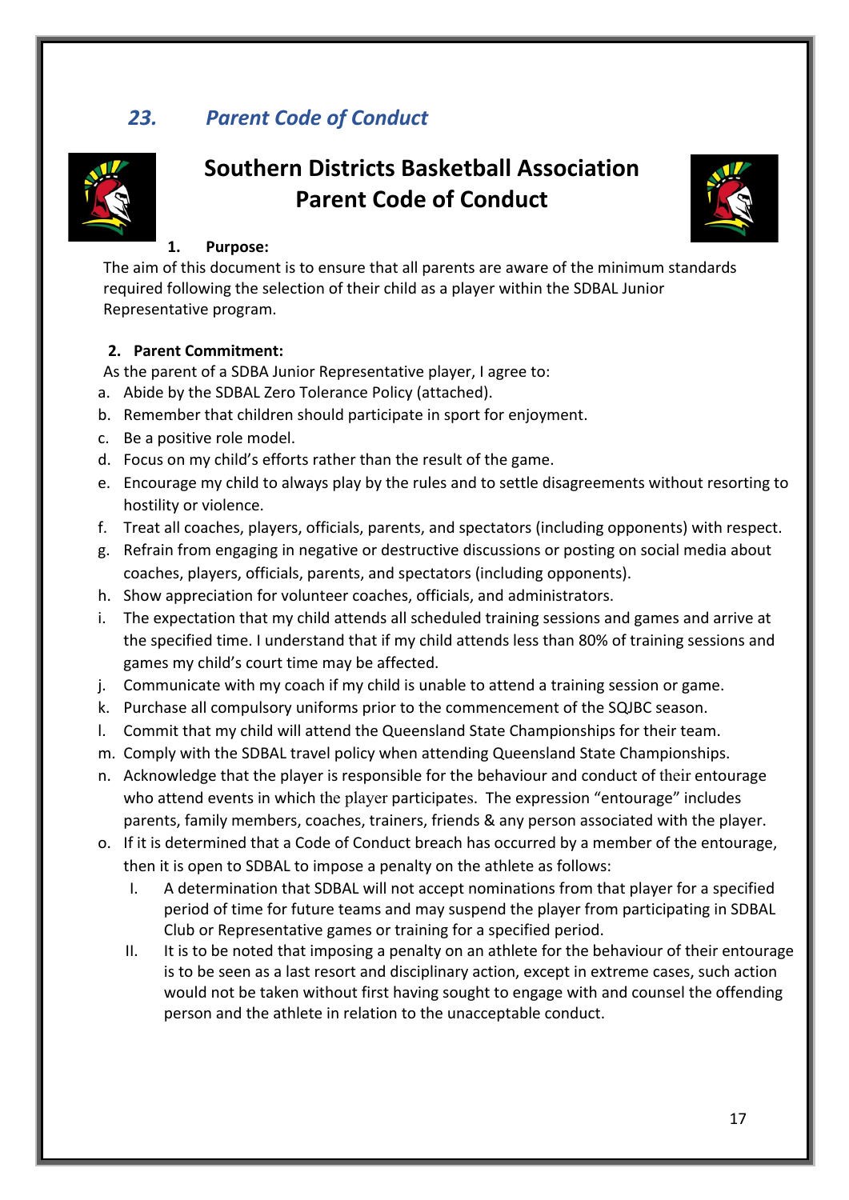## *23. Parent Code of Conduct*

# Southern Districts Basketball Association Parent Code of Conduct

**1. Purpose:**

The aim of this document is to ensure that all parents are aware of the minimum standards required following the selection of their child as a player within the SDBAL Junior Representative program.

**2. Parent Commitment:**

As the parent of a SDBA Junior Representative player, I agree to:

a. Abide by the SDBAL Zero Tolerance Policy (attached).
b. Remember that children should participate in sport for enjoyment.
c. Be a positive role model.
d. Focus on my child's efforts rather than the result of the game.
e. Encourage my child to always play by the rules and to settle disagreements without resorting to hostility or violence.
f. Treat all coaches, players, officials, parents, and spectators (including opponents) with respect.
g. Refrain from engaging in negative or destructive discussions or posting on social media about coaches, players, officials, parents, and spectators (including opponents).
h. Show appreciation for volunteer coaches, officials, and administrators.
i. The expectation that my child attends all scheduled training sessions and games and arrive at the specified time. I understand that if my child attends less than 80% of training sessions and games my child's court time may be affected.
j. Communicate with my coach if my child is unable to attend a training session or game.
k. Purchase all compulsory uniforms prior to the commencement of the SQJBC season.
l. Commit that my child will attend the Queensland State Championships for their team.
m. Comply with the SDBAL travel policy when attending Queensland State Championships.
n. Acknowledge that the player is responsible for the behaviour and conduct of their entourage who attend events in which the player participates. The expression "entourage" includes parents, family members, coaches, trainers, friends & any person associated with the player.
o. If it is determined that a Code of Conduct breach has occurred by a member of the entourage, then it is open to SDBAL to impose a penalty on the athlete as follows:
    I. A determination that SDBAL will not accept nominations from that player for a specified period of time for future teams and may suspend the player from participating in SDBAL Club or Representative games or training for a specified period.
    II. It is to be noted that imposing a penalty on an athlete for the behaviour of their entourage is to be seen as a last resort and disciplinary action, except in extreme cases, such action would not be taken without first having sought to engage with and counsel the offending person and the athlete in relation to the unacceptable conduct.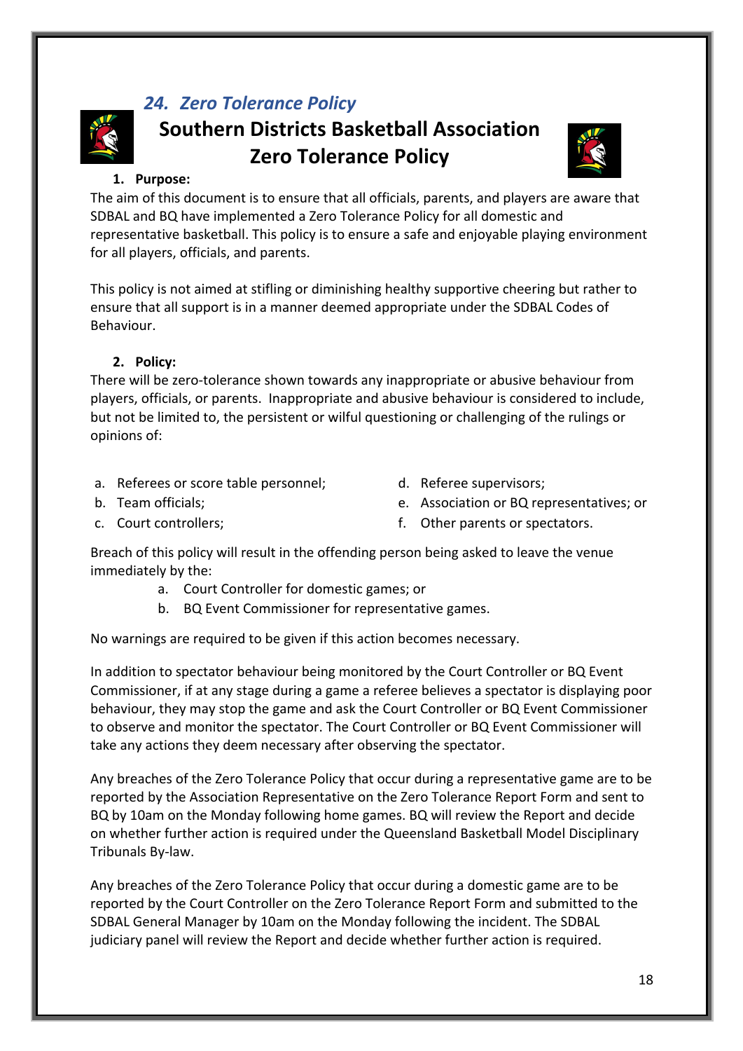## *24. Zero Tolerance Policy*

# Southern Districts Basketball Association Zero Tolerance Policy

1. **Purpose:**

The aim of this document is to ensure that all officials, parents, and players are aware that SDBAL and BQ have implemented a Zero Tolerance Policy for all domestic and representative basketball. This policy is to ensure a safe and enjoyable playing environment for all players, officials, and parents.

This policy is not aimed at stifling or diminishing healthy supportive cheering but rather to ensure that all support is in a manner deemed appropriate under the SDBAL Codes of Behaviour.

2. **Policy:**

There will be zero-tolerance shown towards any inappropriate or abusive behaviour from players, officials, or parents. Inappropriate and abusive behaviour is considered to include, but not be limited to, the persistent or wilful questioning or challenging of the rulings or opinions of:

a. Referees or score table personnel;
b. Team officials;
c. Court controllers;
d. Referee supervisors;
e. Association or BQ representatives; or
f. Other parents or spectators.

Breach of this policy will result in the offending person being asked to leave the venue immediately by the:

a. Court Controller for domestic games; or
b. BQ Event Commissioner for representative games.

No warnings are required to be given if this action becomes necessary.

In addition to spectator behaviour being monitored by the Court Controller or BQ Event Commissioner, if at any stage during a game a referee believes a spectator is displaying poor behaviour, they may stop the game and ask the Court Controller or BQ Event Commissioner to observe and monitor the spectator. The Court Controller or BQ Event Commissioner will take any actions they deem necessary after observing the spectator.

Any breaches of the Zero Tolerance Policy that occur during a representative game are to be reported by the Association Representative on the Zero Tolerance Report Form and sent to BQ by 10am on the Monday following home games. BQ will review the Report and decide on whether further action is required under the Queensland Basketball Model Disciplinary Tribunals By-law.

Any breaches of the Zero Tolerance Policy that occur during a domestic game are to be reported by the Court Controller on the Zero Tolerance Report Form and submitted to the SDBAL General Manager by 10am on the Monday following the incident. The SDBAL judiciary panel will review the Report and decide whether further action is required.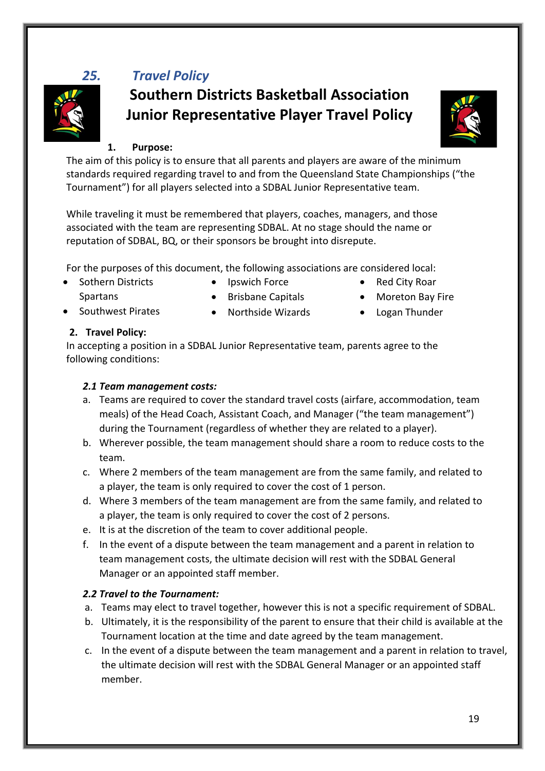## *25. Travel Policy*

# Southern Districts Basketball Association Junior Representative Player Travel Policy

**1. Purpose:**

The aim of this policy is to ensure that all parents and players are aware of the minimum standards required regarding travel to and from the Queensland State Championships ("the Tournament") for all players selected into a SDBAL Junior Representative team.

While traveling it must be remembered that players, coaches, managers, and those associated with the team are representing SDBAL. At no stage should the name or reputation of SDBAL, BQ, or their sponsors be brought into disrepute.

For the purposes of this document, the following associations are considered local:

- Sothern Districts Spartans
- Southwest Pirates
- Ipswich Force
- Brisbane Capitals
- Northside Wizards
- Red City Roar
- Moreton Bay Fire
- Logan Thunder

**2. Travel Policy:**

In accepting a position in a SDBAL Junior Representative team, parents agree to the following conditions:

***2.1 Team management costs:***

a. Teams are required to cover the standard travel costs (airfare, accommodation, team meals) of the Head Coach, Assistant Coach, and Manager ("the team management") during the Tournament (regardless of whether they are related to a player).
b. Wherever possible, the team management should share a room to reduce costs to the team.
c. Where 2 members of the team management are from the same family, and related to a player, the team is only required to cover the cost of 1 person.
d. Where 3 members of the team management are from the same family, and related to a player, the team is only required to cover the cost of 2 persons.
e. It is at the discretion of the team to cover additional people.
f. In the event of a dispute between the team management and a parent in relation to team management costs, the ultimate decision will rest with the SDBAL General Manager or an appointed staff member.

***2.2 Travel to the Tournament:***

a. Teams may elect to travel together, however this is not a specific requirement of SDBAL.
b. Ultimately, it is the responsibility of the parent to ensure that their child is available at the Tournament location at the time and date agreed by the team management.
c. In the event of a dispute between the team management and a parent in relation to travel, the ultimate decision will rest with the SDBAL General Manager or an appointed staff member.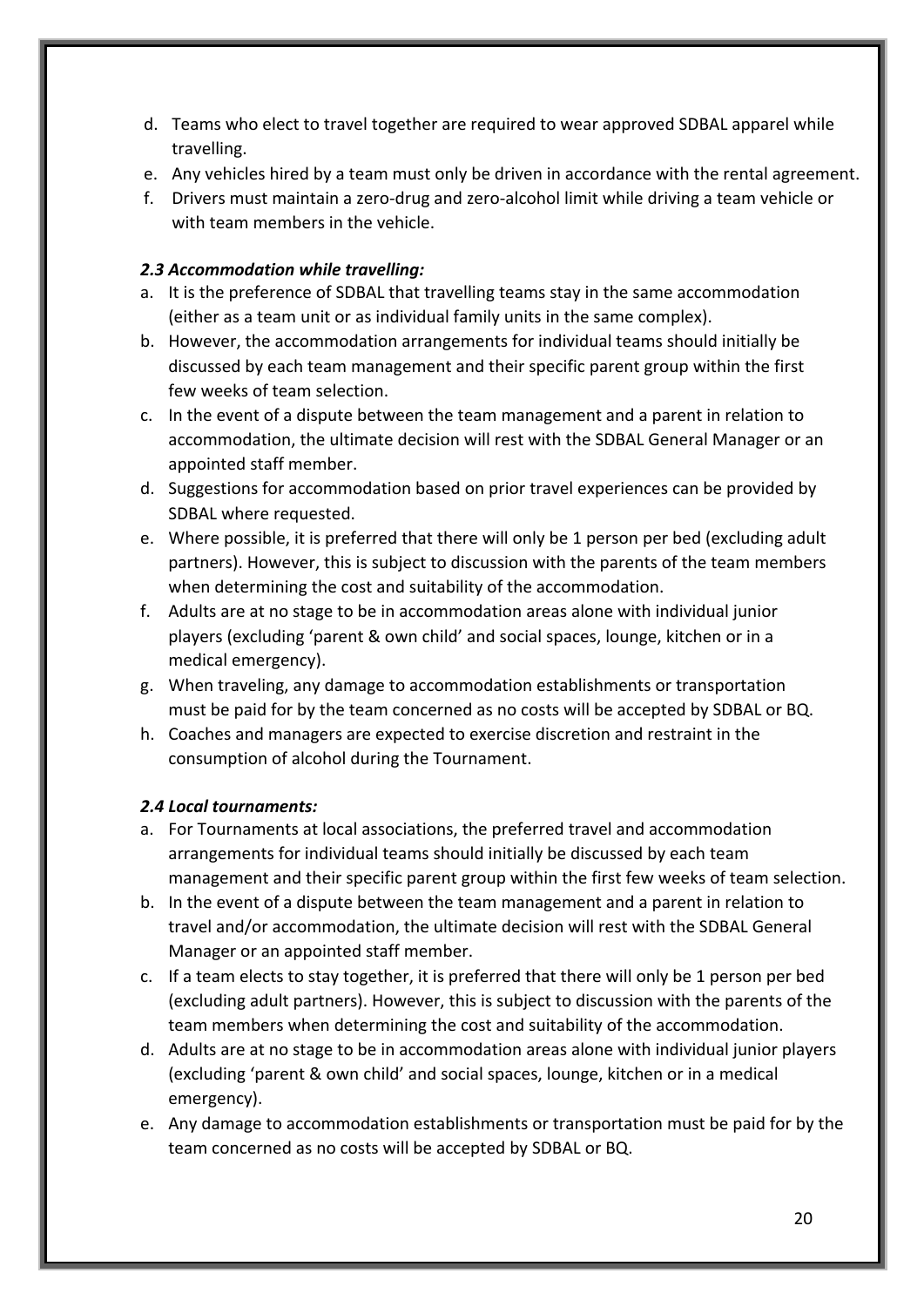d. Teams who elect to travel together are required to wear approved SDBAL apparel while travelling.
e. Any vehicles hired by a team must only be driven in accordance with the rental agreement.
f. Drivers must maintain a zero-drug and zero-alcohol limit while driving a team vehicle or with team members in the vehicle.

***2.3 Accommodation while travelling:***

a. It is the preference of SDBAL that travelling teams stay in the same accommodation (either as a team unit or as individual family units in the same complex).
b. However, the accommodation arrangements for individual teams should initially be discussed by each team management and their specific parent group within the first few weeks of team selection.
c. In the event of a dispute between the team management and a parent in relation to accommodation, the ultimate decision will rest with the SDBAL General Manager or an appointed staff member.
d. Suggestions for accommodation based on prior travel experiences can be provided by SDBAL where requested.
e. Where possible, it is preferred that there will only be 1 person per bed (excluding adult partners). However, this is subject to discussion with the parents of the team members when determining the cost and suitability of the accommodation.
f. Adults are at no stage to be in accommodation areas alone with individual junior players (excluding 'parent & own child' and social spaces, lounge, kitchen or in a medical emergency).
g. When traveling, any damage to accommodation establishments or transportation must be paid for by the team concerned as no costs will be accepted by SDBAL or BQ.
h. Coaches and managers are expected to exercise discretion and restraint in the consumption of alcohol during the Tournament.

***2.4 Local tournaments:***

a. For Tournaments at local associations, the preferred travel and accommodation arrangements for individual teams should initially be discussed by each team management and their specific parent group within the first few weeks of team selection.
b. In the event of a dispute between the team management and a parent in relation to travel and/or accommodation, the ultimate decision will rest with the SDBAL General Manager or an appointed staff member.
c. If a team elects to stay together, it is preferred that there will only be 1 person per bed (excluding adult partners). However, this is subject to discussion with the parents of the team members when determining the cost and suitability of the accommodation.
d. Adults are at no stage to be in accommodation areas alone with individual junior players (excluding 'parent & own child' and social spaces, lounge, kitchen or in a medical emergency).
e. Any damage to accommodation establishments or transportation must be paid for by the team concerned as no costs will be accepted by SDBAL or BQ.